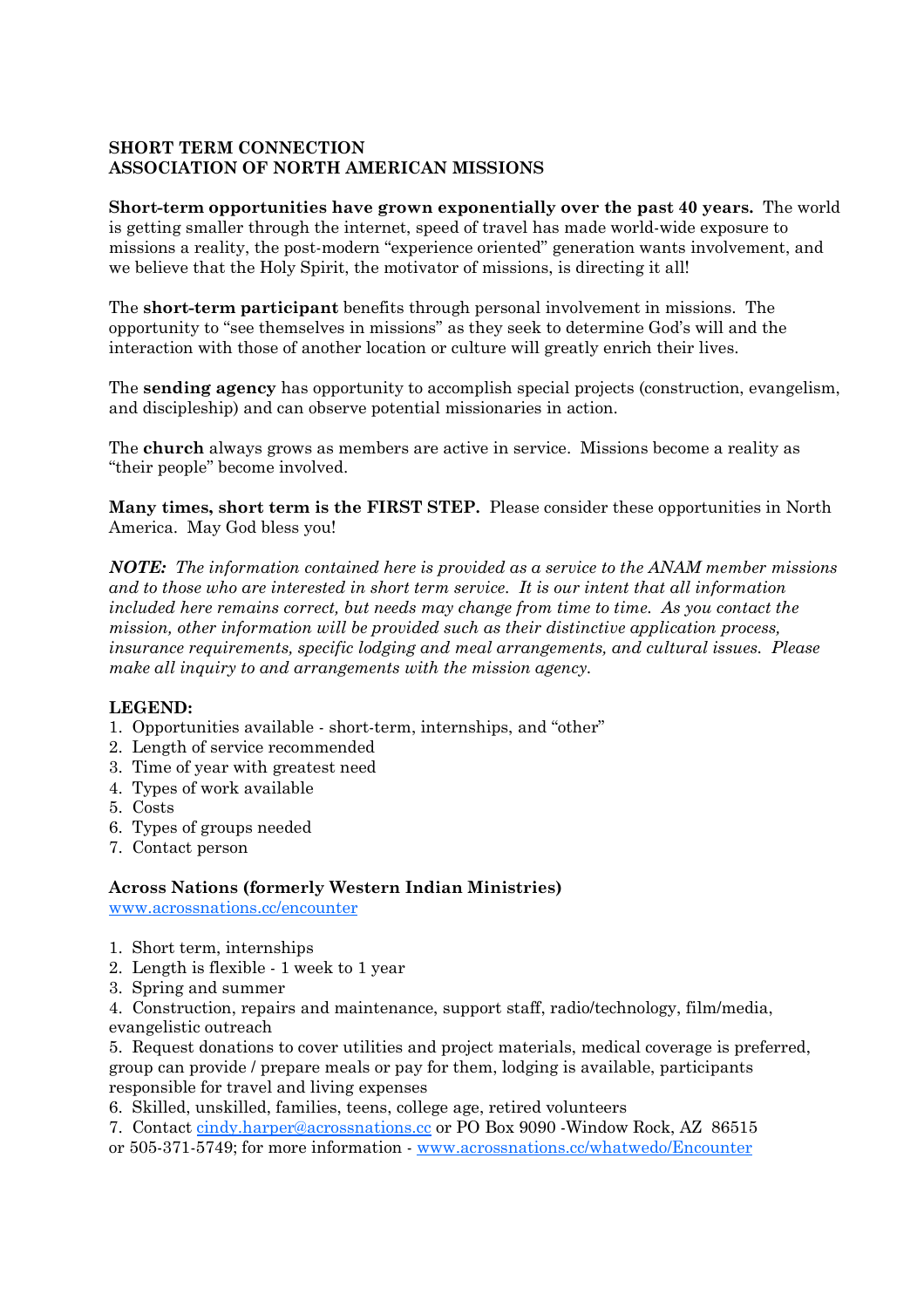**SHORT TERM CONNECTION**
**ASSOCIATION OF NORTH AMERICAN MISSIONS**

**Short-term opportunities have grown exponentially over the past 40 years.** The world is getting smaller through the internet, speed of travel has made world-wide exposure to missions a reality, the post-modern "experience oriented" generation wants involvement, and we believe that the Holy Spirit, the motivator of missions, is directing it all!

The **short-term participant** benefits through personal involvement in missions. The opportunity to "see themselves in missions" as they seek to determine God's will and the interaction with those of another location or culture will greatly enrich their lives.

The **sending agency** has opportunity to accomplish special projects (construction, evangelism, and discipleship) and can observe potential missionaries in action.

The **church** always grows as members are active in service. Missions become a reality as "their people" become involved.

**Many times, short term is the FIRST STEP.** Please consider these opportunities in North America. May God bless you!

***NOTE:*** *The information contained here is provided as a service to the ANAM member missions and to those who are interested in short term service. It is our intent that all information included here remains correct, but needs may change from time to time. As you contact the mission, other information will be provided such as their distinctive application process, insurance requirements, specific lodging and meal arrangements, and cultural issues. Please make all inquiry to and arrangements with the mission agency.*

**LEGEND:**

1. Opportunities available - short-term, internships, and "other"
2. Length of service recommended
3. Time of year with greatest need
4. Types of work available
5. Costs
6. Types of groups needed
7. Contact person

**Across Nations (formerly Western Indian Ministries)**
www.acrossnations.cc/encounter

1. Short term, internships
2. Length is flexible - 1 week to 1 year
3. Spring and summer
4. Construction, repairs and maintenance, support staff, radio/technology, film/media, evangelistic outreach
5. Request donations to cover utilities and project materials, medical coverage is preferred, group can provide / prepare meals or pay for them, lodging is available, participants responsible for travel and living expenses
6. Skilled, unskilled, families, teens, college age, retired volunteers
7. Contact cindy.harper@acrossnations.cc or PO Box 9090 -Window Rock, AZ 86515 or 505-371-5749; for more information - www.acrossnations.cc/whatwedo/Encounter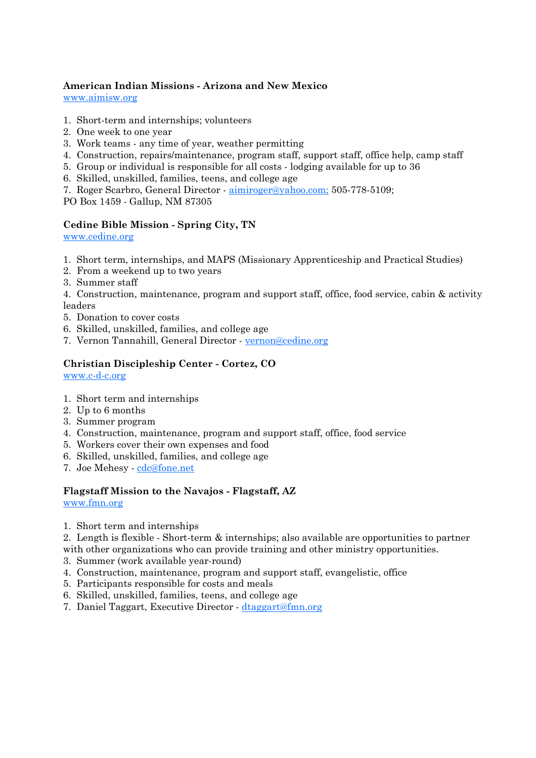**American Indian Missions - Arizona and New Mexico**
www.aimisw.org

1. Short-term and internships; volunteers
2. One week to one year
3. Work teams - any time of year, weather permitting
4. Construction, repairs/maintenance, program staff, support staff, office help, camp staff
5. Group or individual is responsible for all costs - lodging available for up to 36
6. Skilled, unskilled, families, teens, and college age
7. Roger Scarbro, General Director - aimiroger@yahoo.com; 505-778-5109;

PO Box 1459 - Gallup, NM 87305

**Cedine Bible Mission - Spring City, TN**
www.cedine.org

1. Short term, internships, and MAPS (Missionary Apprenticeship and Practical Studies)
2. From a weekend up to two years
3. Summer staff
4. Construction, maintenance, program and support staff, office, food service, cabin & activity leaders
5. Donation to cover costs
6. Skilled, unskilled, families, and college age
7. Vernon Tannahill, General Director - vernon@cedine.org

**Christian Discipleship Center - Cortez, CO**
www.c-d-c.org

1. Short term and internships
2. Up to 6 months
3. Summer program
4. Construction, maintenance, program and support staff, office, food service
5. Workers cover their own expenses and food
6. Skilled, unskilled, families, and college age
7. Joe Mehesy - cdc@fone.net

**Flagstaff Mission to the Navajos - Flagstaff, AZ**
www.fmn.org

1. Short term and internships
2. Length is flexible - Short-term & internships; also available are opportunities to partner with other organizations who can provide training and other ministry opportunities.
3. Summer (work available year-round)
4. Construction, maintenance, program and support staff, evangelistic, office
5. Participants responsible for costs and meals
6. Skilled, unskilled, families, teens, and college age
7. Daniel Taggart, Executive Director - dtaggart@fmn.org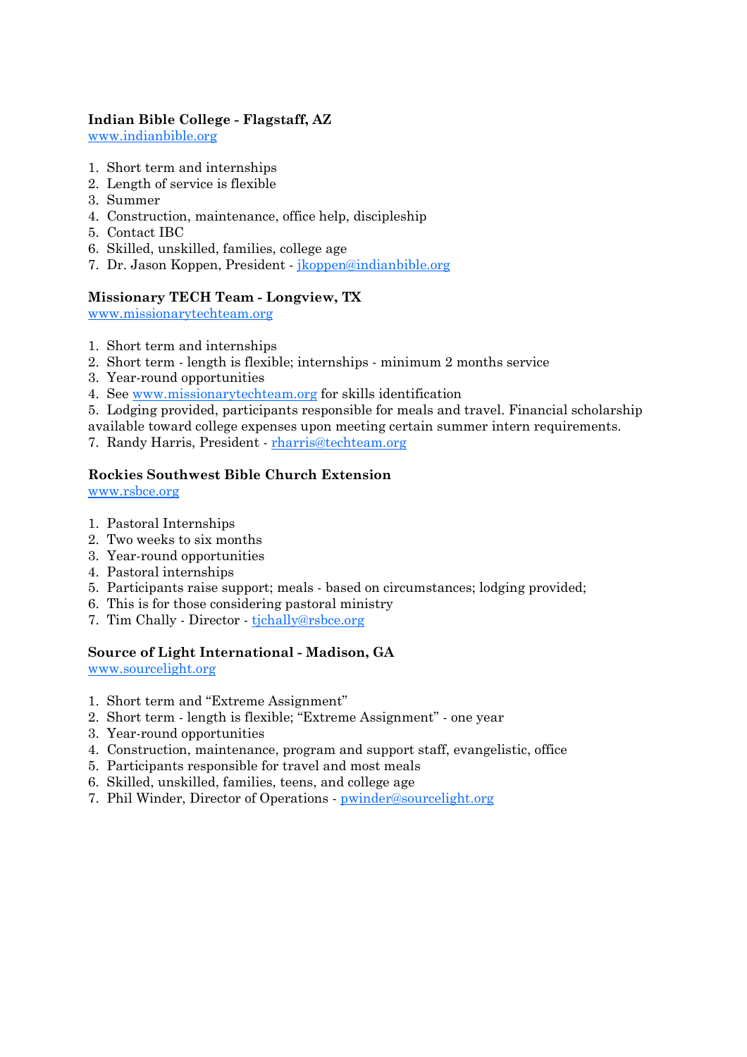**Indian Bible College - Flagstaff, AZ**
[www.indianbible.org](http://www.indianbible.org)

1. Short term and internships
2. Length of service is flexible
3. Summer
4. Construction, maintenance, office help, discipleship
5. Contact IBC
6. Skilled, unskilled, families, college age
7. Dr. Jason Koppen, President - [jkoppen@indianbible.org](mailto:jkoppen@indianbible.org)

**Missionary TECH Team - Longview, TX**
[www.missionarytechteam.org](http://www.missionarytechteam.org)

1. Short term and internships
2. Short term - length is flexible; internships - minimum 2 months service
3. Year-round opportunities
4. See [www.missionarytechteam.org](http://www.missionarytechteam.org) for skills identification
5. Lodging provided, participants responsible for meals and travel. Financial scholarship available toward college expenses upon meeting certain summer intern requirements.
7. Randy Harris, President - [rharris@techteam.org](mailto:rharris@techteam.org)

**Rockies Southwest Bible Church Extension**
[www.rsbce.org](http://www.rsbce.org)

1. Pastoral Internships
2. Two weeks to six months
3. Year-round opportunities
4. Pastoral internships
5. Participants raise support; meals - based on circumstances; lodging provided;
6. This is for those considering pastoral ministry
7. Tim Chally - Director - [tjchally@rsbce.org](mailto:tjchally@rsbce.org)

**Source of Light International - Madison, GA**
[www.sourcelight.org](http://www.sourcelight.org)

1. Short term and "Extreme Assignment"
2. Short term - length is flexible; "Extreme Assignment" - one year
3. Year-round opportunities
4. Construction, maintenance, program and support staff, evangelistic, office
5. Participants responsible for travel and most meals
6. Skilled, unskilled, families, teens, and college age
7. Phil Winder, Director of Operations - [pwinder@sourcelight.org](mailto:pwinder@sourcelight.org)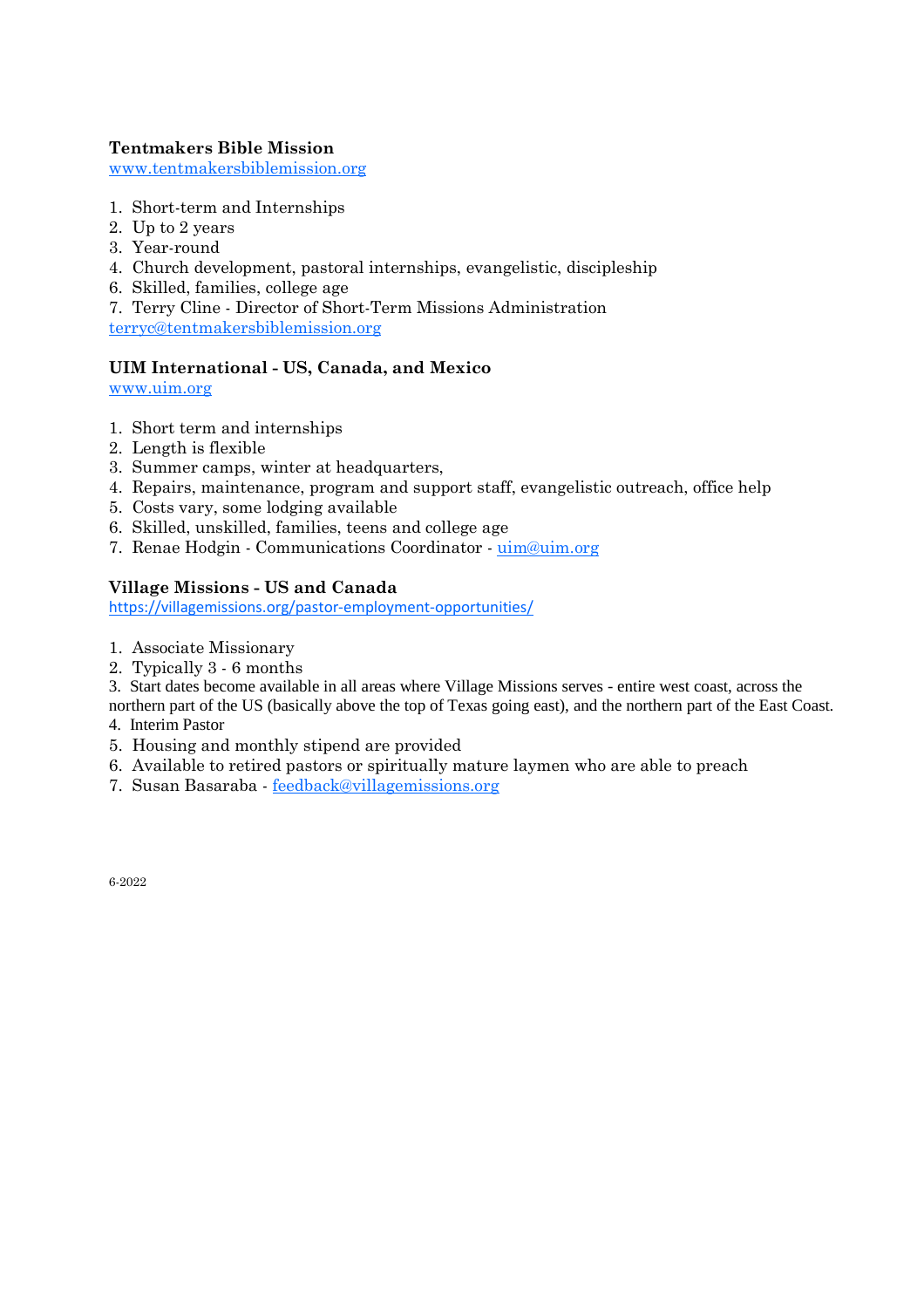**Tentmakers Bible Mission**
www.tentmakersbiblemission.org

1. Short-term and Internships
2. Up to 2 years
3. Year-round
4. Church development, pastoral internships, evangelistic, discipleship
6. Skilled, families, college age
7. Terry Cline - Director of Short-Term Missions Administration
terryc@tentmakersbiblemission.org

**UIM International - US, Canada, and Mexico**
www.uim.org

1. Short term and internships
2. Length is flexible
3. Summer camps, winter at headquarters,
4. Repairs, maintenance, program and support staff, evangelistic outreach, office help
5. Costs vary, some lodging available
6. Skilled, unskilled, families, teens and college age
7. Renae Hodgin - Communications Coordinator - uim@uim.org

**Village Missions - US and Canada**
https://villagemissions.org/pastor-employment-opportunities/

1. Associate Missionary
2. Typically 3 - 6 months
3. Start dates become available in all areas where Village Missions serves - entire west coast, across the northern part of the US (basically above the top of Texas going east), and the northern part of the East Coast.
4. Interim Pastor
5. Housing and monthly stipend are provided
6. Available to retired pastors or spiritually mature laymen who are able to preach
7. Susan Basaraba - feedback@villagemissions.org

6-2022